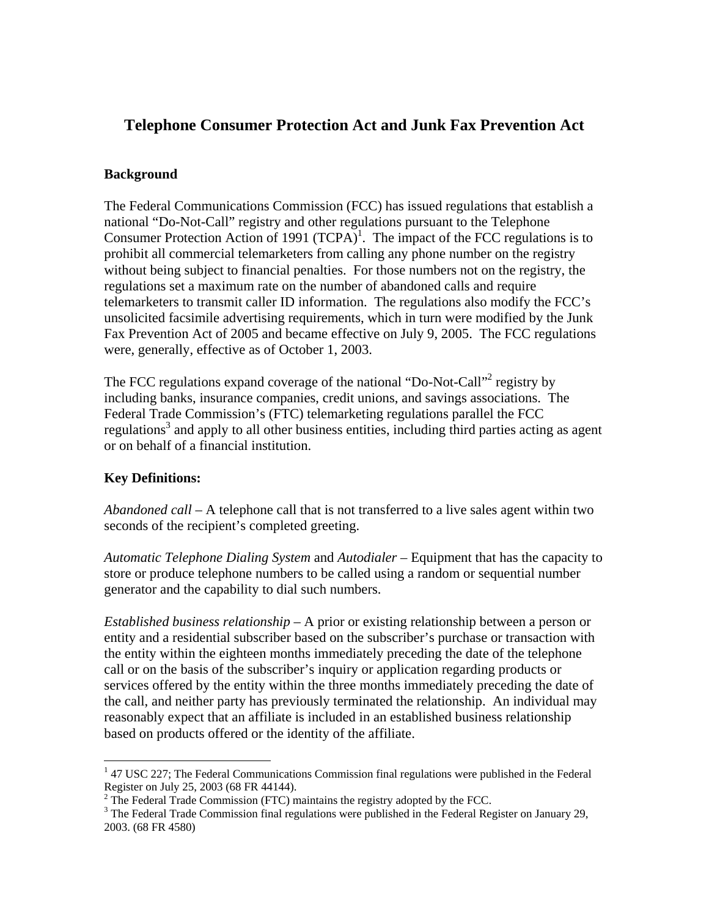# Telephone Consumer Protection Act and Junk Fax Prevention Act

## Background

The Federal Communications Commission (FCC) has issued regulations that establish a national "Do-Not-Call" registry and other regulations pursuant to the Telephone Consumer Protection Action of 1991 (TCPA)[1]. The impact of the FCC regulations is to prohibit all commercial telemarketers from calling any phone number on the registry without being subject to financial penalties. For those numbers not on the registry, the regulations set a maximum rate on the number of abandoned calls and require telemarketers to transmit caller ID information. The regulations also modify the FCC's unsolicited facsimile advertising requirements, which in turn were modified by the Junk Fax Prevention Act of 2005 and became effective on July 9, 2005. The FCC regulations were, generally, effective as of October 1, 2003.

The FCC regulations expand coverage of the national "Do-Not-Call"[2] registry by including banks, insurance companies, credit unions, and savings associations. The Federal Trade Commission's (FTC) telemarketing regulations parallel the FCC regulations[3] and apply to all other business entities, including third parties acting as agent or on behalf of a financial institution.

## Key Definitions:

*Abandoned call* – A telephone call that is not transferred to a live sales agent within two seconds of the recipient's completed greeting.

*Automatic Telephone Dialing System* and *Autodialer* – Equipment that has the capacity to store or produce telephone numbers to be called using a random or sequential number generator and the capability to dial such numbers.

*Established business relationship* – A prior or existing relationship between a person or entity and a residential subscriber based on the subscriber's purchase or transaction with the entity within the eighteen months immediately preceding the date of the telephone call or on the basis of the subscriber's inquiry or application regarding products or services offered by the entity within the three months immediately preceding the date of the call, and neither party has previously terminated the relationship. An individual may reasonably expect that an affiliate is included in an established business relationship based on products offered or the identity of the affiliate.

---

[1] 47 USC 227; The Federal Communications Commission final regulations were published in the Federal Register on July 25, 2003 (68 FR 44144).

[2] The Federal Trade Commission (FTC) maintains the registry adopted by the FCC.

[3] The Federal Trade Commission final regulations were published in the Federal Register on January 29, 2003. (68 FR 4580)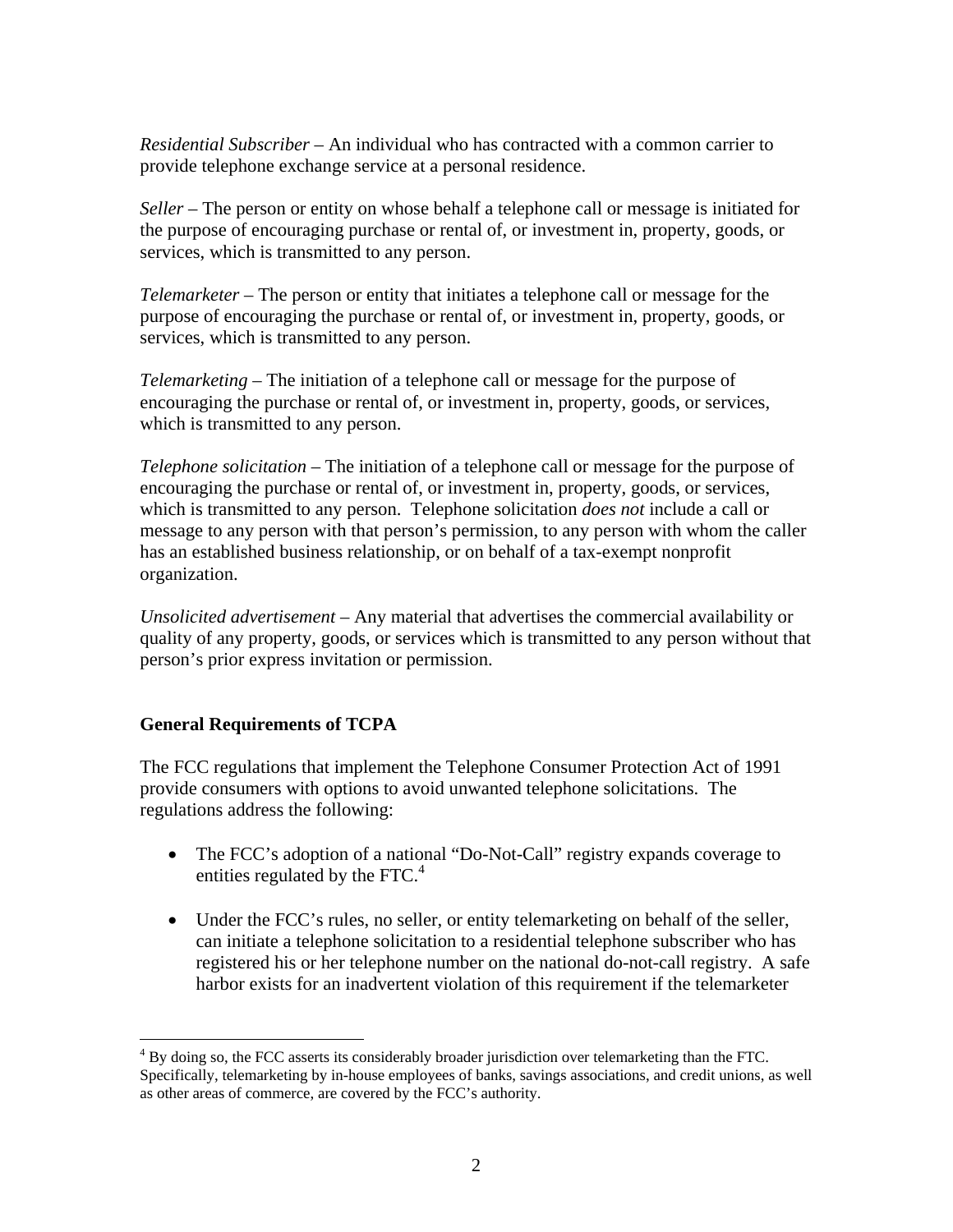*Residential Subscriber* – An individual who has contracted with a common carrier to provide telephone exchange service at a personal residence.

*Seller* – The person or entity on whose behalf a telephone call or message is initiated for the purpose of encouraging purchase or rental of, or investment in, property, goods, or services, which is transmitted to any person.

*Telemarketer* – The person or entity that initiates a telephone call or message for the purpose of encouraging the purchase or rental of, or investment in, property, goods, or services, which is transmitted to any person.

*Telemarketing* – The initiation of a telephone call or message for the purpose of encouraging the purchase or rental of, or investment in, property, goods, or services, which is transmitted to any person.

*Telephone solicitation* – The initiation of a telephone call or message for the purpose of encouraging the purchase or rental of, or investment in, property, goods, or services, which is transmitted to any person. Telephone solicitation *does not* include a call or message to any person with that person's permission, to any person with whom the caller has an established business relationship, or on behalf of a tax-exempt nonprofit organization.

*Unsolicited advertisement* – Any material that advertises the commercial availability or quality of any property, goods, or services which is transmitted to any person without that person's prior express invitation or permission.

**General Requirements of TCPA**

The FCC regulations that implement the Telephone Consumer Protection Act of 1991 provide consumers with options to avoid unwanted telephone solicitations. The regulations address the following:

- The FCC's adoption of a national "Do-Not-Call" registry expands coverage to entities regulated by the FTC.[4]

- Under the FCC's rules, no seller, or entity telemarketing on behalf of the seller, can initiate a telephone solicitation to a residential telephone subscriber who has registered his or her telephone number on the national do-not-call registry. A safe harbor exists for an inadvertent violation of this requirement if the telemarketer

[4] By doing so, the FCC asserts its considerably broader jurisdiction over telemarketing than the FTC. Specifically, telemarketing by in-house employees of banks, savings associations, and credit unions, as well as other areas of commerce, are covered by the FCC's authority.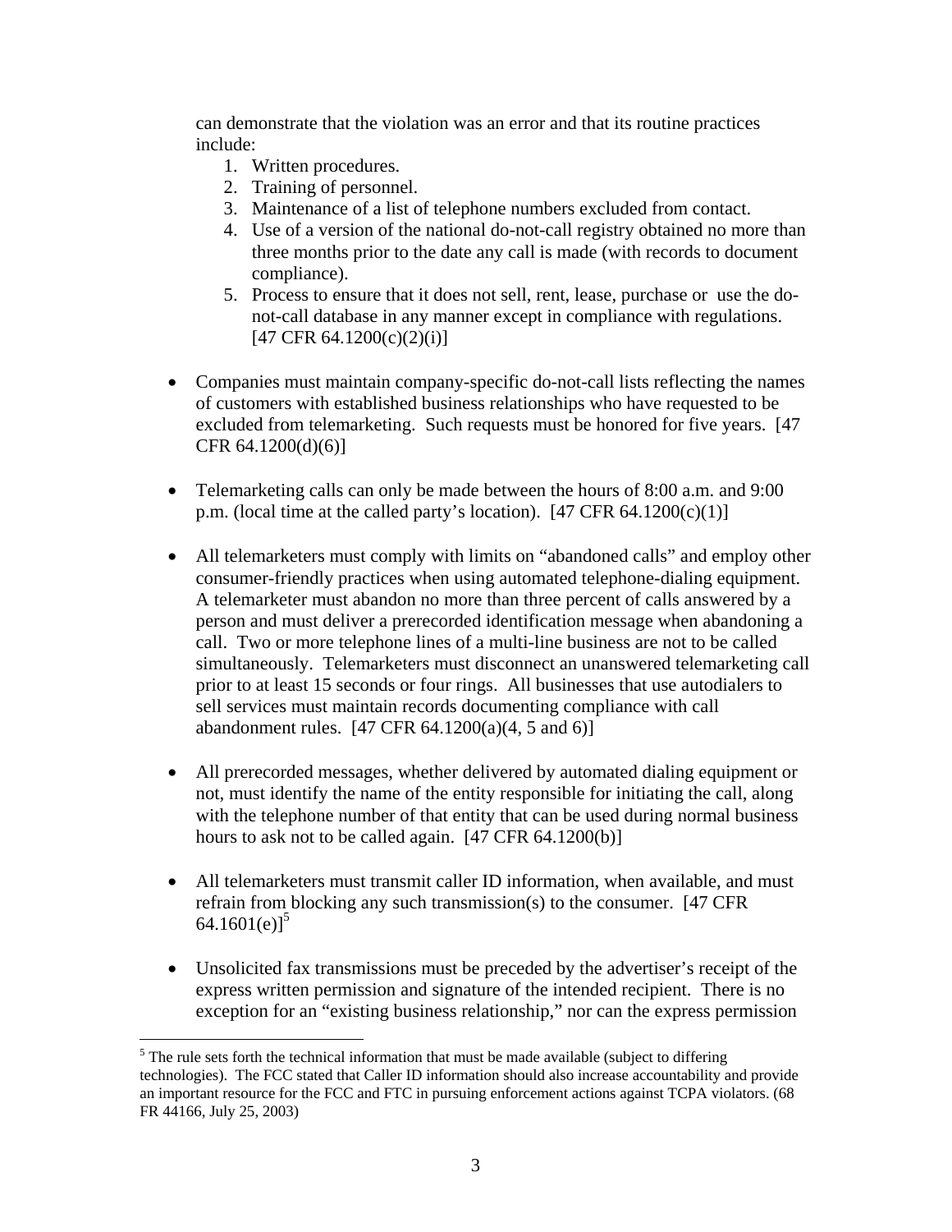can demonstrate that the violation was an error and that its routine practices include:

1. Written procedures.
2. Training of personnel.
3. Maintenance of a list of telephone numbers excluded from contact.
4. Use of a version of the national do-not-call registry obtained no more than three months prior to the date any call is made (with records to document compliance).
5. Process to ensure that it does not sell, rent, lease, purchase or use the do-not-call database in any manner except in compliance with regulations. [47 CFR 64.1200(c)(2)(i)]

- Companies must maintain company-specific do-not-call lists reflecting the names of customers with established business relationships who have requested to be excluded from telemarketing. Such requests must be honored for five years. [47 CFR 64.1200(d)(6)]

- Telemarketing calls can only be made between the hours of 8:00 a.m. and 9:00 p.m. (local time at the called party's location). [47 CFR 64.1200(c)(1)]

- All telemarketers must comply with limits on "abandoned calls" and employ other consumer-friendly practices when using automated telephone-dialing equipment. A telemarketer must abandon no more than three percent of calls answered by a person and must deliver a prerecorded identification message when abandoning a call. Two or more telephone lines of a multi-line business are not to be called simultaneously. Telemarketers must disconnect an unanswered telemarketing call prior to at least 15 seconds or four rings. All businesses that use autodialers to sell services must maintain records documenting compliance with call abandonment rules. [47 CFR 64.1200(a)(4, 5 and 6)]

- All prerecorded messages, whether delivered by automated dialing equipment or not, must identify the name of the entity responsible for initiating the call, along with the telephone number of that entity that can be used during normal business hours to ask not to be called again. [47 CFR 64.1200(b)]

- All telemarketers must transmit caller ID information, when available, and must refrain from blocking any such transmission(s) to the consumer. [47 CFR 64.1601(e)][5]

- Unsolicited fax transmissions must be preceded by the advertiser's receipt of the express written permission and signature of the intended recipient. There is no exception for an "existing business relationship," nor can the express permission

[5] The rule sets forth the technical information that must be made available (subject to differing technologies). The FCC stated that Caller ID information should also increase accountability and provide an important resource for the FCC and FTC in pursuing enforcement actions against TCPA violators. (68 FR 44166, July 25, 2003)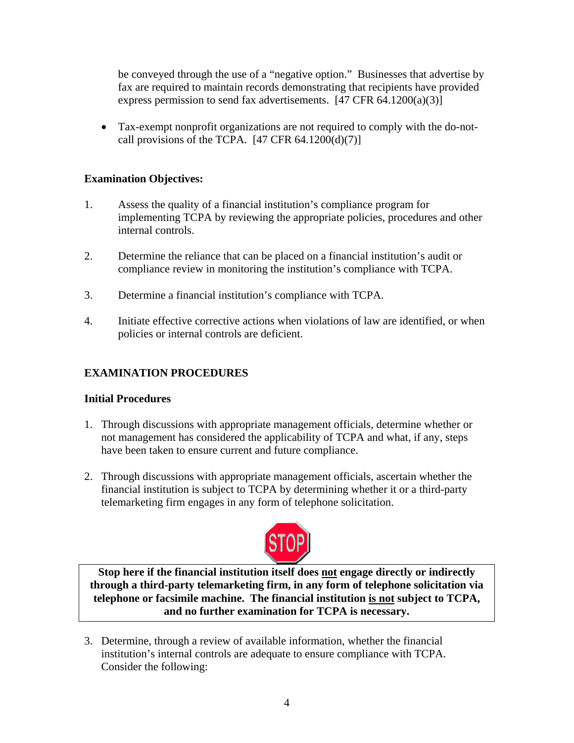be conveyed through the use of a "negative option." Businesses that advertise by fax are required to maintain records demonstrating that recipients have provided express permission to send fax advertisements. [47 CFR 64.1200(a)(3)]

- Tax-exempt nonprofit organizations are not required to comply with the do-not-call provisions of the TCPA. [47 CFR 64.1200(d)(7)]

**Examination Objectives:**

1. Assess the quality of a financial institution's compliance program for implementing TCPA by reviewing the appropriate policies, procedures and other internal controls.

2. Determine the reliance that can be placed on a financial institution's audit or compliance review in monitoring the institution's compliance with TCPA.

3. Determine a financial institution's compliance with TCPA.

4. Initiate effective corrective actions when violations of law are identified, or when policies or internal controls are deficient.

## EXAMINATION PROCEDURES

**Initial Procedures**

1. Through discussions with appropriate management officials, determine whether or not management has considered the applicability of TCPA and what, if any, steps have been taken to ensure current and future compliance.

2. Through discussions with appropriate management officials, ascertain whether the financial institution is subject to TCPA by determining whether it or a third-party telemarketing firm engages in any form of telephone solicitation.

STOP

**Stop here if the financial institution itself does not engage directly or indirectly through a third-party telemarketing firm, in any form of telephone solicitation via telephone or facsimile machine. The financial institution is not subject to TCPA, and no further examination for TCPA is necessary.**

3. Determine, through a review of available information, whether the financial institution's internal controls are adequate to ensure compliance with TCPA. Consider the following: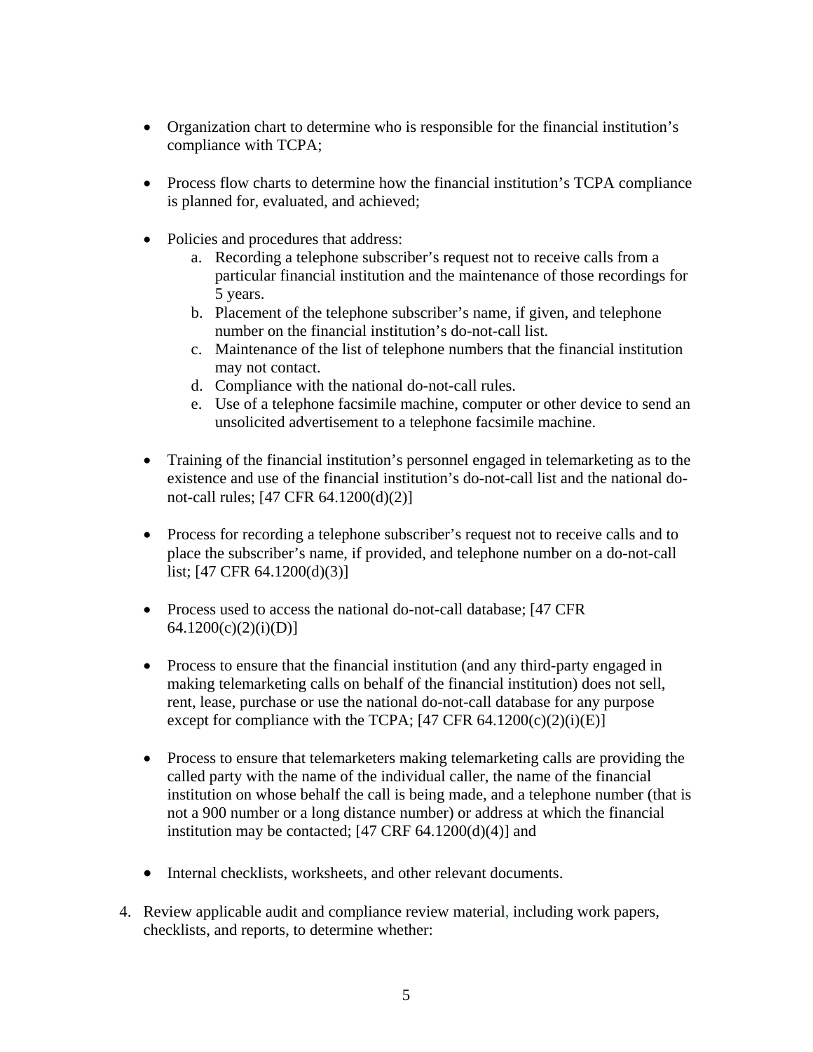- Organization chart to determine who is responsible for the financial institution's compliance with TCPA;

- Process flow charts to determine how the financial institution's TCPA compliance is planned for, evaluated, and achieved;

- Policies and procedures that address:
  a. Recording a telephone subscriber's request not to receive calls from a particular financial institution and the maintenance of those recordings for 5 years.
  b. Placement of the telephone subscriber's name, if given, and telephone number on the financial institution's do-not-call list.
  c. Maintenance of the list of telephone numbers that the financial institution may not contact.
  d. Compliance with the national do-not-call rules.
  e. Use of a telephone facsimile machine, computer or other device to send an unsolicited advertisement to a telephone facsimile machine.

- Training of the financial institution's personnel engaged in telemarketing as to the existence and use of the financial institution's do-not-call list and the national do-not-call rules; [47 CFR 64.1200(d)(2)]

- Process for recording a telephone subscriber's request not to receive calls and to place the subscriber's name, if provided, and telephone number on a do-not-call list; [47 CFR 64.1200(d)(3)]

- Process used to access the national do-not-call database; [47 CFR 64.1200(c)(2)(i)(D)]

- Process to ensure that the financial institution (and any third-party engaged in making telemarketing calls on behalf of the financial institution) does not sell, rent, lease, purchase or use the national do-not-call database for any purpose except for compliance with the TCPA; [47 CFR 64.1200(c)(2)(i)(E)]

- Process to ensure that telemarketers making telemarketing calls are providing the called party with the name of the individual caller, the name of the financial institution on whose behalf the call is being made, and a telephone number (that is not a 900 number or a long distance number) or address at which the financial institution may be contacted; [47 CRF 64.1200(d)(4)] and

- Internal checklists, worksheets, and other relevant documents.

4. Review applicable audit and compliance review material, including work papers, checklists, and reports, to determine whether: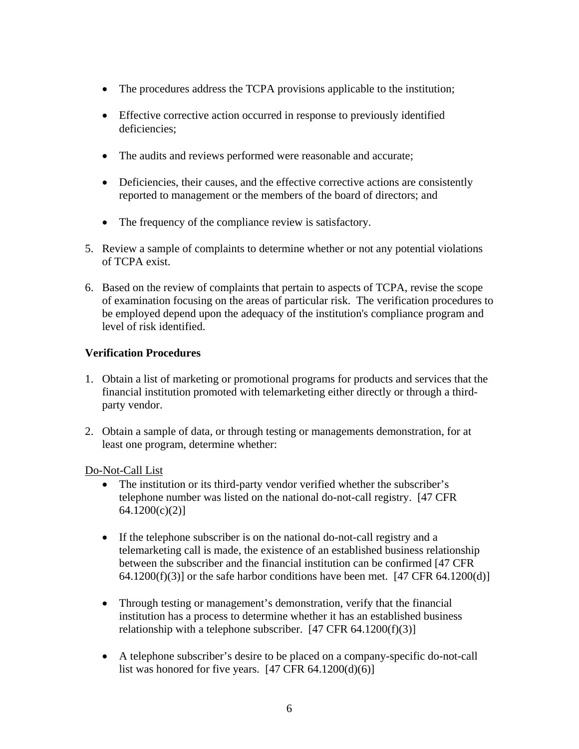- The procedures address the TCPA provisions applicable to the institution;

- Effective corrective action occurred in response to previously identified deficiencies;

- The audits and reviews performed were reasonable and accurate;

- Deficiencies, their causes, and the effective corrective actions are consistently reported to management or the members of the board of directors; and

- The frequency of the compliance review is satisfactory.

5. Review a sample of complaints to determine whether or not any potential violations of TCPA exist.

6. Based on the review of complaints that pertain to aspects of TCPA, revise the scope of examination focusing on the areas of particular risk. The verification procedures to be employed depend upon the adequacy of the institution's compliance program and level of risk identified.

**Verification Procedures**

1. Obtain a list of marketing or promotional programs for products and services that the financial institution promoted with telemarketing either directly or through a third-party vendor.

2. Obtain a sample of data, or through testing or managements demonstration, for at least one program, determine whether:

Do-Not-Call List

- The institution or its third-party vendor verified whether the subscriber's telephone number was listed on the national do-not-call registry. [47 CFR 64.1200(c)(2)]

- If the telephone subscriber is on the national do-not-call registry and a telemarketing call is made, the existence of an established business relationship between the subscriber and the financial institution can be confirmed [47 CFR 64.1200(f)(3)] or the safe harbor conditions have been met. [47 CFR 64.1200(d)]

- Through testing or management's demonstration, verify that the financial institution has a process to determine whether it has an established business relationship with a telephone subscriber. [47 CFR 64.1200(f)(3)]

- A telephone subscriber's desire to be placed on a company-specific do-not-call list was honored for five years. [47 CFR 64.1200(d)(6)]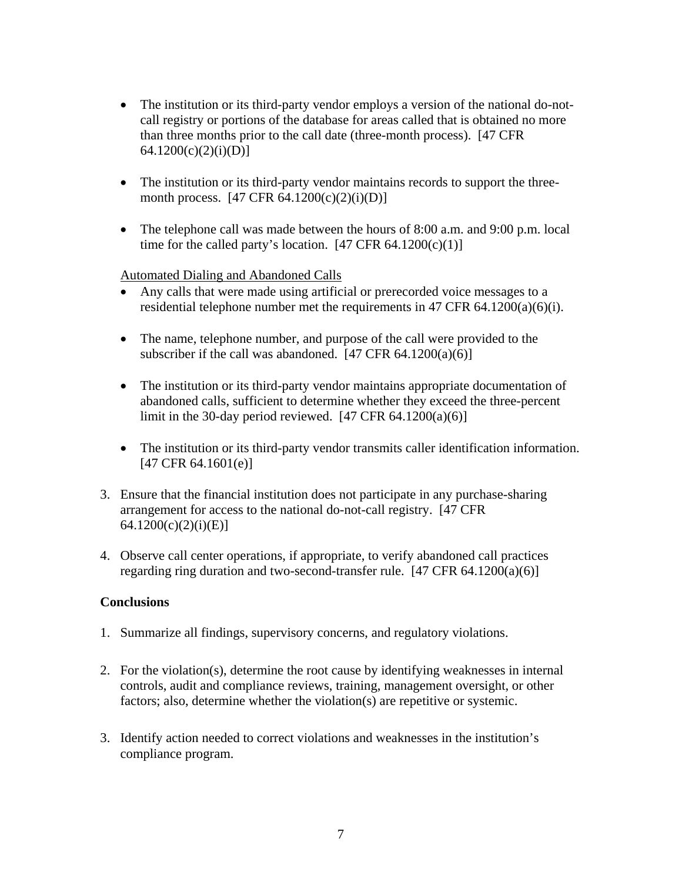- The institution or its third-party vendor employs a version of the national do-not-call registry or portions of the database for areas called that is obtained no more than three months prior to the call date (three-month process). [47 CFR 64.1200(c)(2)(i)(D)]

- The institution or its third-party vendor maintains records to support the three-month process. [47 CFR 64.1200(c)(2)(i)(D)]

- The telephone call was made between the hours of 8:00 a.m. and 9:00 p.m. local time for the called party's location. [47 CFR 64.1200(c)(1)]

<u>Automated Dialing and Abandoned Calls</u>

- Any calls that were made using artificial or prerecorded voice messages to a residential telephone number met the requirements in 47 CFR 64.1200(a)(6)(i).

- The name, telephone number, and purpose of the call were provided to the subscriber if the call was abandoned. [47 CFR 64.1200(a)(6)]

- The institution or its third-party vendor maintains appropriate documentation of abandoned calls, sufficient to determine whether they exceed the three-percent limit in the 30-day period reviewed. [47 CFR 64.1200(a)(6)]

- The institution or its third-party vendor transmits caller identification information. [47 CFR 64.1601(e)]

3. Ensure that the financial institution does not participate in any purchase-sharing arrangement for access to the national do-not-call registry. [47 CFR 64.1200(c)(2)(i)(E)]

4. Observe call center operations, if appropriate, to verify abandoned call practices regarding ring duration and two-second-transfer rule. [47 CFR 64.1200(a)(6)]

**Conclusions**

1. Summarize all findings, supervisory concerns, and regulatory violations.

2. For the violation(s), determine the root cause by identifying weaknesses in internal controls, audit and compliance reviews, training, management oversight, or other factors; also, determine whether the violation(s) are repetitive or systemic.

3. Identify action needed to correct violations and weaknesses in the institution's compliance program.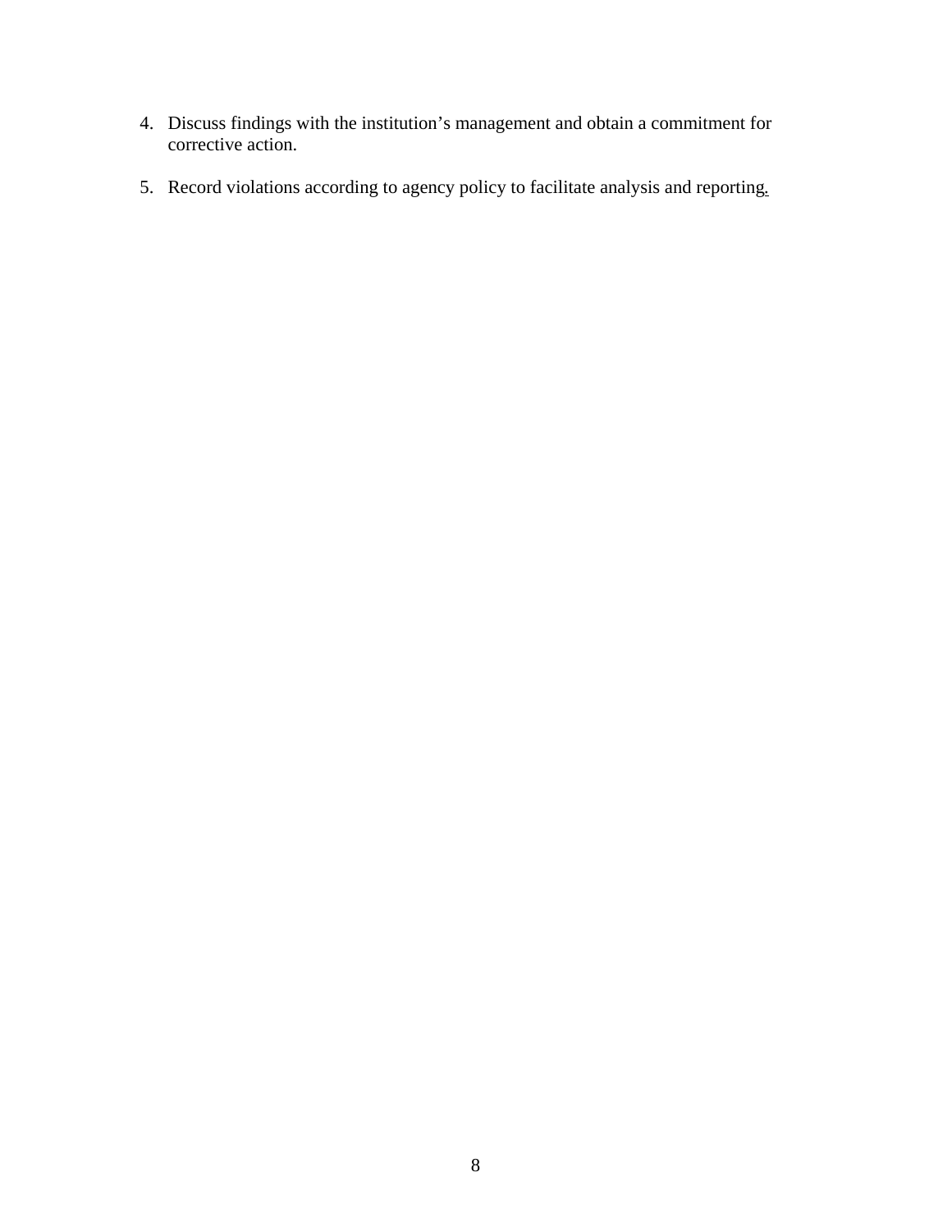4. Discuss findings with the institution’s management and obtain a commitment for corrective action.

5. Record violations according to agency policy to facilitate analysis and reporting.